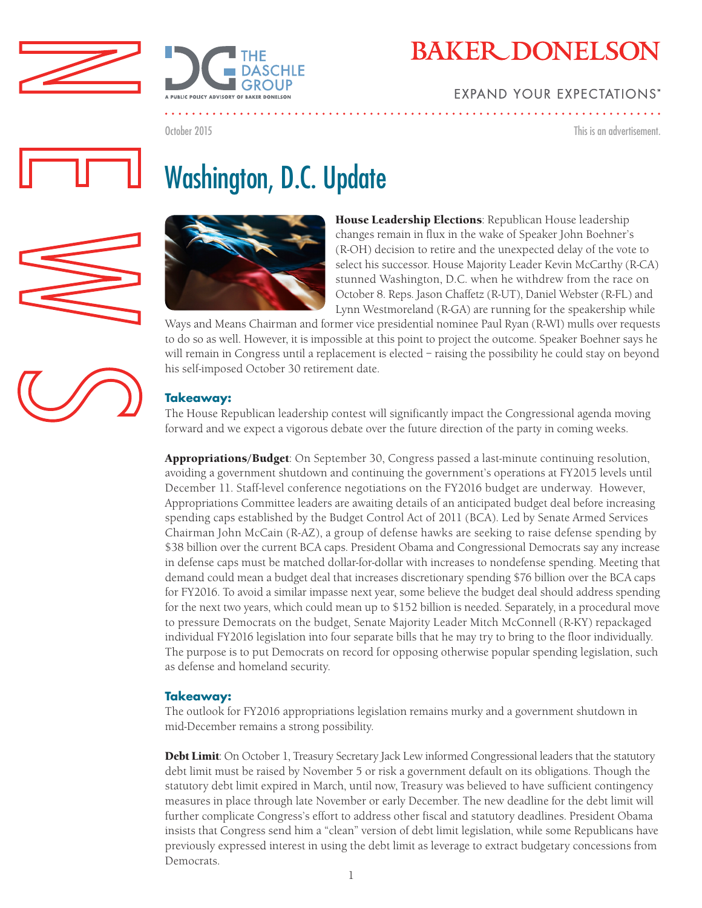October 2015

This is an advertisement.

# Washington, D.C. Update

**House Leadership Elections**: Republican House leadership changes remain in flux in the wake of Speaker John Boehner's (R-OH) decision to retire and the unexpected delay of the vote to select his successor. House Majority Leader Kevin McCarthy (R-CA) stunned Washington, D.C. when he withdrew from the race on October 8. Reps. Jason Chaffetz (R-UT), Daniel Webster (R-FL) and Lynn Westmoreland (R-GA) are running for the speakership while Ways and Means Chairman and former vice presidential nominee Paul Ryan (R-WI) mulls over requests to do so as well. However, it is impossible at this point to project the outcome. Speaker Boehner says he will remain in Congress until a replacement is elected – raising the possibility he could stay on beyond his self-imposed October 30 retirement date.

**Takeaway:**
The House Republican leadership contest will significantly impact the Congressional agenda moving forward and we expect a vigorous debate over the future direction of the party in coming weeks.

**Appropriations/Budget**: On September 30, Congress passed a last-minute continuing resolution, avoiding a government shutdown and continuing the government's operations at FY2015 levels until December 11. Staff-level conference negotiations on the FY2016 budget are underway. However, Appropriations Committee leaders are awaiting details of an anticipated budget deal before increasing spending caps established by the Budget Control Act of 2011 (BCA). Led by Senate Armed Services Chairman John McCain (R-AZ), a group of defense hawks are seeking to raise defense spending by $38 billion over the current BCA caps. President Obama and Congressional Democrats say any increase in defense caps must be matched dollar-for-dollar with increases to nondefense spending. Meeting that demand could mean a budget deal that increases discretionary spending $76 billion over the BCA caps for FY2016. To avoid a similar impasse next year, some believe the budget deal should address spending for the next two years, which could mean up to $152 billion is needed. Separately, in a procedural move to pressure Democrats on the budget, Senate Majority Leader Mitch McConnell (R-KY) repackaged individual FY2016 legislation into four separate bills that he may try to bring to the floor individually. The purpose is to put Democrats on record for opposing otherwise popular spending legislation, such as defense and homeland security.

**Takeaway:**
The outlook for FY2016 appropriations legislation remains murky and a government shutdown in mid-December remains a strong possibility.

**Debt Limit**: On October 1, Treasury Secretary Jack Lew informed Congressional leaders that the statutory debt limit must be raised by November 5 or risk a government default on its obligations. Though the statutory debt limit expired in March, until now, Treasury was believed to have sufficient contingency measures in place through late November or early December. The new deadline for the debt limit will further complicate Congress's effort to address other fiscal and statutory deadlines. President Obama insists that Congress send him a "clean" version of debt limit legislation, while some Republicans have previously expressed interest in using the debt limit as leverage to extract budgetary concessions from Democrats.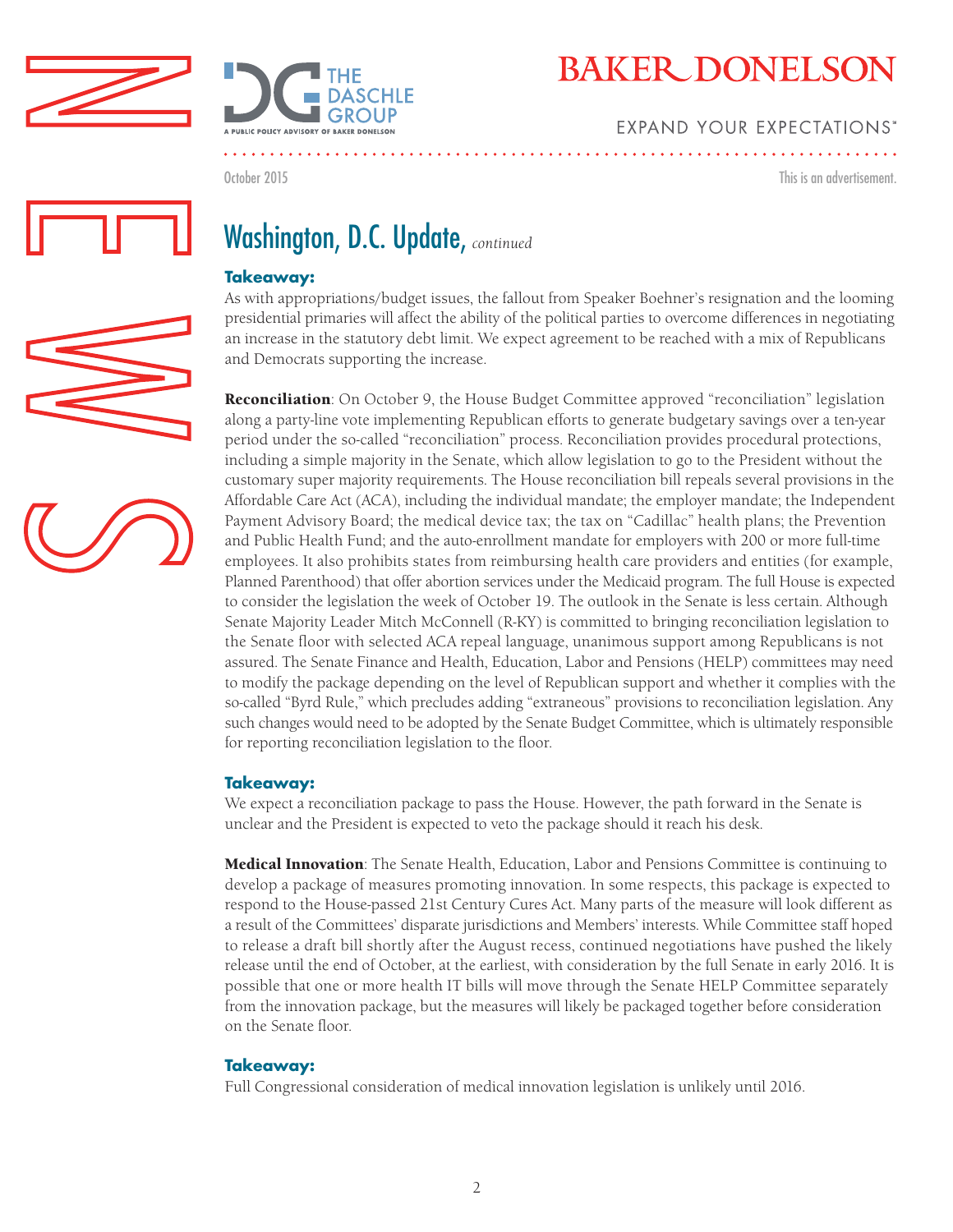# Washington, D.C. Update, *continued*

### Takeaway:

As with appropriations/budget issues, the fallout from Speaker Boehner's resignation and the looming presidential primaries will affect the ability of the political parties to overcome differences in negotiating an increase in the statutory debt limit. We expect agreement to be reached with a mix of Republicans and Democrats supporting the increase.

**Reconciliation**: On October 9, the House Budget Committee approved "reconciliation" legislation along a party-line vote implementing Republican efforts to generate budgetary savings over a ten-year period under the so-called "reconciliation" process. Reconciliation provides procedural protections, including a simple majority in the Senate, which allow legislation to go to the President without the customary super majority requirements. The House reconciliation bill repeals several provisions in the Affordable Care Act (ACA), including the individual mandate; the employer mandate; the Independent Payment Advisory Board; the medical device tax; the tax on "Cadillac" health plans; the Prevention and Public Health Fund; and the auto-enrollment mandate for employers with 200 or more full-time employees. It also prohibits states from reimbursing health care providers and entities (for example, Planned Parenthood) that offer abortion services under the Medicaid program. The full House is expected to consider the legislation the week of October 19. The outlook in the Senate is less certain. Although Senate Majority Leader Mitch McConnell (R-KY) is committed to bringing reconciliation legislation to the Senate floor with selected ACA repeal language, unanimous support among Republicans is not assured. The Senate Finance and Health, Education, Labor and Pensions (HELP) committees may need to modify the package depending on the level of Republican support and whether it complies with the so-called "Byrd Rule," which precludes adding "extraneous" provisions to reconciliation legislation. Any such changes would need to be adopted by the Senate Budget Committee, which is ultimately responsible for reporting reconciliation legislation to the floor.

### Takeaway:

We expect a reconciliation package to pass the House. However, the path forward in the Senate is unclear and the President is expected to veto the package should it reach his desk.

**Medical Innovation**: The Senate Health, Education, Labor and Pensions Committee is continuing to develop a package of measures promoting innovation. In some respects, this package is expected to respond to the House-passed 21st Century Cures Act. Many parts of the measure will look different as a result of the Committees' disparate jurisdictions and Members' interests. While Committee staff hoped to release a draft bill shortly after the August recess, continued negotiations have pushed the likely release until the end of October, at the earliest, with consideration by the full Senate in early 2016. It is possible that one or more health IT bills will move through the Senate HELP Committee separately from the innovation package, but the measures will likely be packaged together before consideration on the Senate floor.

### Takeaway:

Full Congressional consideration of medical innovation legislation is unlikely until 2016.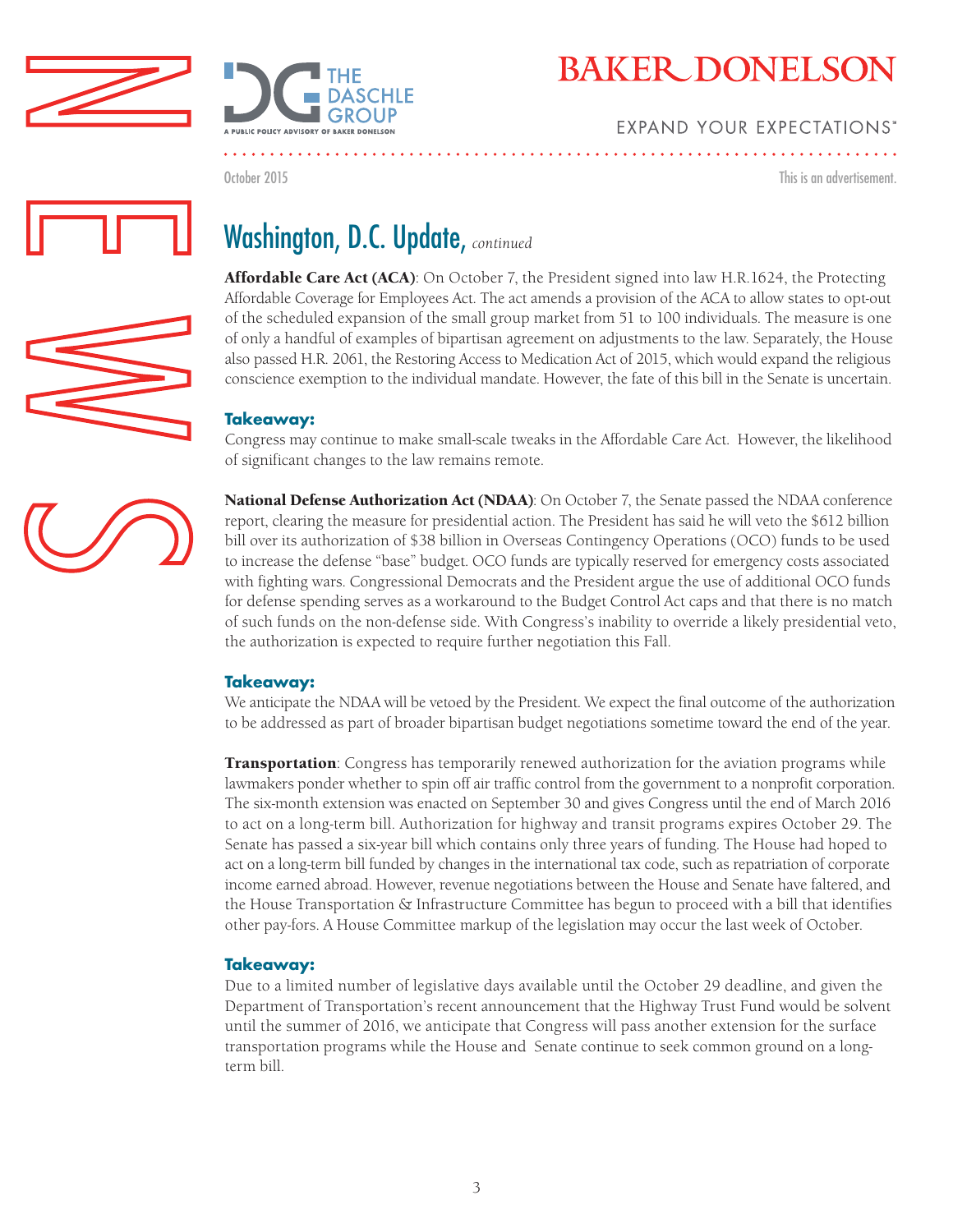# Washington, D.C. Update, *continued*

**Affordable Care Act (ACA)**: On October 7, the President signed into law H.R.1624, the Protecting Affordable Coverage for Employees Act. The act amends a provision of the ACA to allow states to opt-out of the scheduled expansion of the small group market from 51 to 100 individuals. The measure is one of only a handful of examples of bipartisan agreement on adjustments to the law. Separately, the House also passed H.R. 2061, the Restoring Access to Medication Act of 2015, which would expand the religious conscience exemption to the individual mandate. However, the fate of this bill in the Senate is uncertain.

### Takeaway:

Congress may continue to make small-scale tweaks in the Affordable Care Act. However, the likelihood of significant changes to the law remains remote.

**National Defense Authorization Act (NDAA)**: On October 7, the Senate passed the NDAA conference report, clearing the measure for presidential action. The President has said he will veto the $612 billion bill over its authorization of $38 billion in Overseas Contingency Operations (OCO) funds to be used to increase the defense "base" budget. OCO funds are typically reserved for emergency costs associated with fighting wars. Congressional Democrats and the President argue the use of additional OCO funds for defense spending serves as a workaround to the Budget Control Act caps and that there is no match of such funds on the non-defense side. With Congress's inability to override a likely presidential veto, the authorization is expected to require further negotiation this Fall.

### Takeaway:

We anticipate the NDAA will be vetoed by the President. We expect the final outcome of the authorization to be addressed as part of broader bipartisan budget negotiations sometime toward the end of the year.

**Transportation**: Congress has temporarily renewed authorization for the aviation programs while lawmakers ponder whether to spin off air traffic control from the government to a nonprofit corporation. The six-month extension was enacted on September 30 and gives Congress until the end of March 2016 to act on a long-term bill. Authorization for highway and transit programs expires October 29. The Senate has passed a six-year bill which contains only three years of funding. The House had hoped to act on a long-term bill funded by changes in the international tax code, such as repatriation of corporate income earned abroad. However, revenue negotiations between the House and Senate have faltered, and the House Transportation & Infrastructure Committee has begun to proceed with a bill that identifies other pay-fors. A House Committee markup of the legislation may occur the last week of October.

### Takeaway:

Due to a limited number of legislative days available until the October 29 deadline, and given the Department of Transportation's recent announcement that the Highway Trust Fund would be solvent until the summer of 2016, we anticipate that Congress will pass another extension for the surface transportation programs while the House and Senate continue to seek common ground on a long-term bill.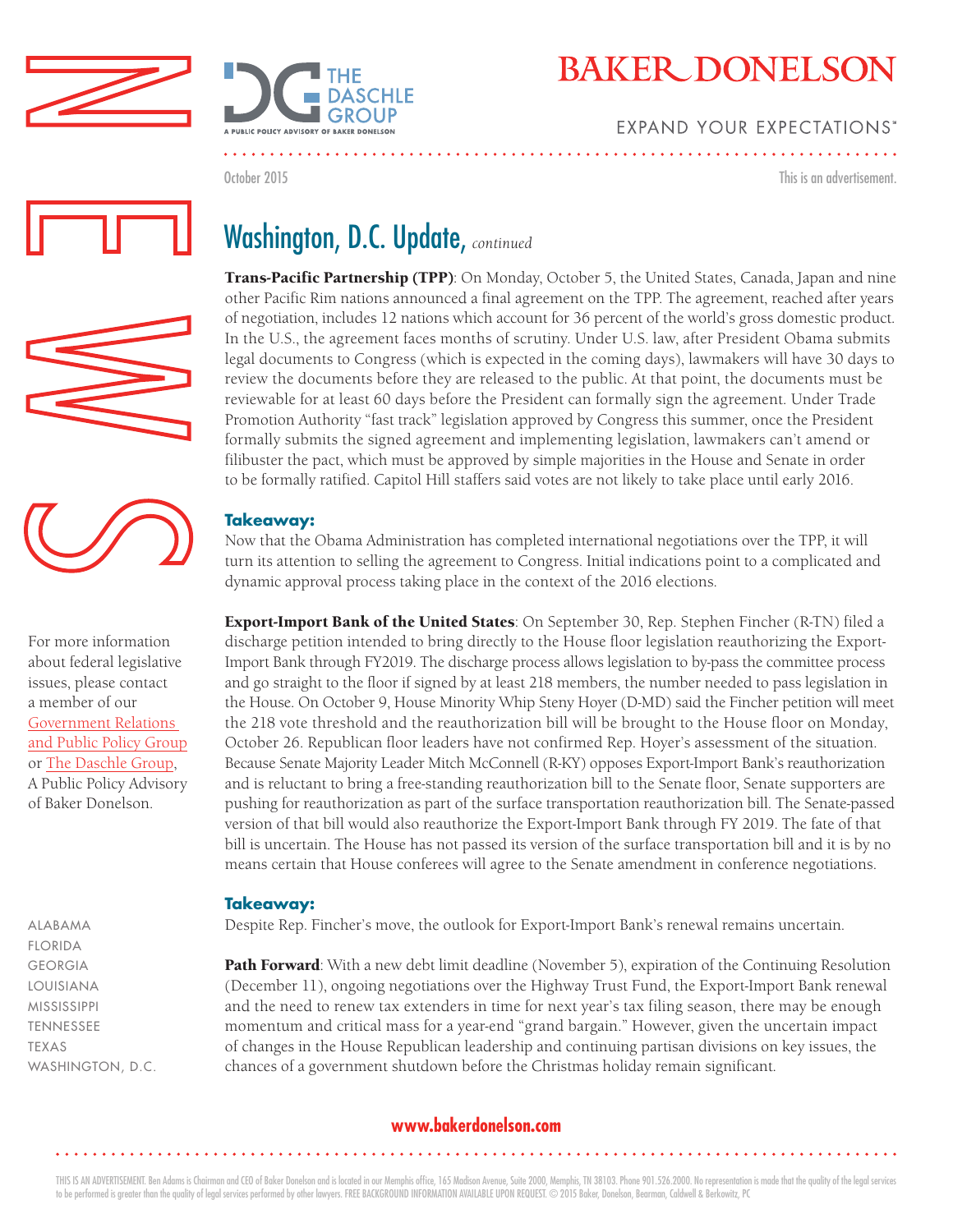# Washington, D.C. Update, *continued*

**Trans-Pacific Partnership (TPP)**: On Monday, October 5, the United States, Canada, Japan and nine other Pacific Rim nations announced a final agreement on the TPP. The agreement, reached after years of negotiation, includes 12 nations which account for 36 percent of the world's gross domestic product. In the U.S., the agreement faces months of scrutiny. Under U.S. law, after President Obama submits legal documents to Congress (which is expected in the coming days), lawmakers will have 30 days to review the documents before they are released to the public. At that point, the documents must be reviewable for at least 60 days before the President can formally sign the agreement. Under Trade Promotion Authority "fast track" legislation approved by Congress this summer, once the President formally submits the signed agreement and implementing legislation, lawmakers can't amend or filibuster the pact, which must be approved by simple majorities in the House and Senate in order to be formally ratified. Capitol Hill staffers said votes are not likely to take place until early 2016.

### Takeaway:

Now that the Obama Administration has completed international negotiations over the TPP, it will turn its attention to selling the agreement to Congress. Initial indications point to a complicated and dynamic approval process taking place in the context of the 2016 elections.

**Export-Import Bank of the United States**: On September 30, Rep. Stephen Fincher (R-TN) filed a discharge petition intended to bring directly to the House floor legislation reauthorizing the Export-Import Bank through FY2019. The discharge process allows legislation to by-pass the committee process and go straight to the floor if signed by at least 218 members, the number needed to pass legislation in the House. On October 9, House Minority Whip Steny Hoyer (D-MD) said the Fincher petition will meet the 218 vote threshold and the reauthorization bill will be brought to the House floor on Monday, October 26. Republican floor leaders have not confirmed Rep. Hoyer's assessment of the situation. Because Senate Majority Leader Mitch McConnell (R-KY) opposes Export-Import Bank's reauthorization and is reluctant to bring a free-standing reauthorization bill to the Senate floor, Senate supporters are pushing for reauthorization as part of the surface transportation reauthorization bill. The Senate-passed version of that bill would also reauthorize the Export-Import Bank through FY 2019. The fate of that bill is uncertain. The House has not passed its version of the surface transportation bill and it is by no means certain that House conferees will agree to the Senate amendment in conference negotiations.

### Takeaway:

Despite Rep. Fincher's move, the outlook for Export-Import Bank's renewal remains uncertain.

**Path Forward**: With a new debt limit deadline (November 5), expiration of the Continuing Resolution (December 11), ongoing negotiations over the Highway Trust Fund, the Export-Import Bank renewal and the need to renew tax extenders in time for next year's tax filing season, there may be enough momentum and critical mass for a year-end "grand bargain." However, given the uncertain impact of changes in the House Republican leadership and continuing partisan divisions on key issues, the chances of a government shutdown before the Christmas holiday remain significant.

For more information about federal legislative issues, please contact a member of our Government Relations and Public Policy Group or The Daschle Group, A Public Policy Advisory of Baker Donelson.

ALABAMA
FLORIDA
GEORGIA
LOUISIANA
MISSISSIPPI
TENNESSEE
TEXAS
WASHINGTON, D.C.

www.bakerdonelson.com

THIS IS AN ADVERTISEMENT. Ben Adams is Chairman and CEO of Baker Donelson and is located in our Memphis office, 165 Madison Avenue, Suite 2000, Memphis, TN 38103. Phone 901.526.2000. No representation is made that the quality of the legal services to be performed is greater than the quality of legal services performed by other lawyers. FREE BACKGROUND INFORMATION AVAILABLE UPON REQUEST. © 2015 Baker, Donelson, Bearman, Caldwell & Berkowitz, PC